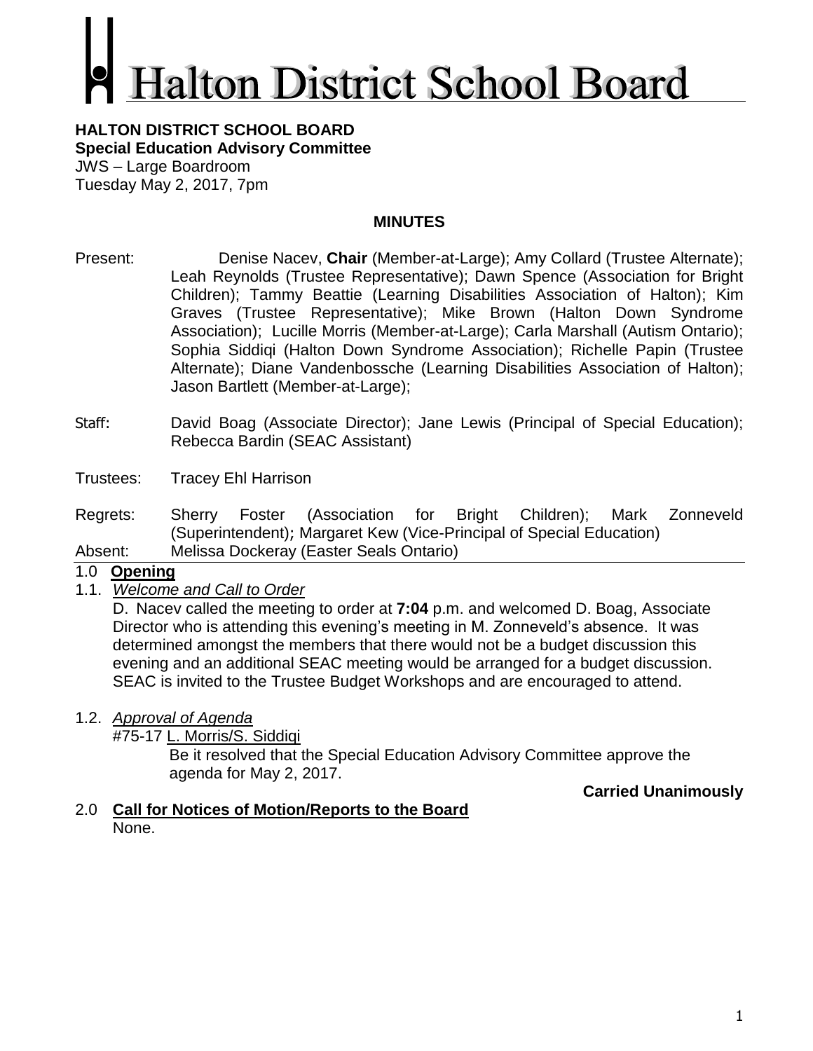# Halton District School Board

**HALTON DISTRICT SCHOOL BOARD**
**Special Education Advisory Committee**
JWS – Large Boardroom
Tuesday May 2, 2017, 7pm

## MINUTES

Present: Denise Nacev, **Chair** (Member-at-Large); Amy Collard (Trustee Alternate); Leah Reynolds (Trustee Representative); Dawn Spence (Association for Bright Children); Tammy Beattie (Learning Disabilities Association of Halton); Kim Graves (Trustee Representative); Mike Brown (Halton Down Syndrome Association); Lucille Morris (Member-at-Large); Carla Marshall (Autism Ontario); Sophia Siddiqi (Halton Down Syndrome Association); Richelle Papin (Trustee Alternate); Diane Vandenbossche (Learning Disabilities Association of Halton); Jason Bartlett (Member-at-Large);

Staff: David Boag (Associate Director); Jane Lewis (Principal of Special Education); Rebecca Bardin (SEAC Assistant)

Trustees: Tracey Ehl Harrison

Regrets: Sherry Foster (Association for Bright Children); Mark Zonneveld (Superintendent); Margaret Kew (Vice-Principal of Special Education)

Absent: Melissa Dockeray (Easter Seals Ontario)

### 1.0 Opening

1.1. *Welcome and Call to Order*

D. Nacev called the meeting to order at **7:04** p.m. and welcomed D. Boag, Associate Director who is attending this evening's meeting in M. Zonneveld's absence. It was determined amongst the members that there would not be a budget discussion this evening and an additional SEAC meeting would be arranged for a budget discussion. SEAC is invited to the Trustee Budget Workshops and are encouraged to attend.

1.2. *Approval of Agenda*

#75-17 L. Morris/S. Siddiqi

Be it resolved that the Special Education Advisory Committee approve the agenda for May 2, 2017.

**Carried Unanimously**

### 2.0 Call for Notices of Motion/Reports to the Board

None.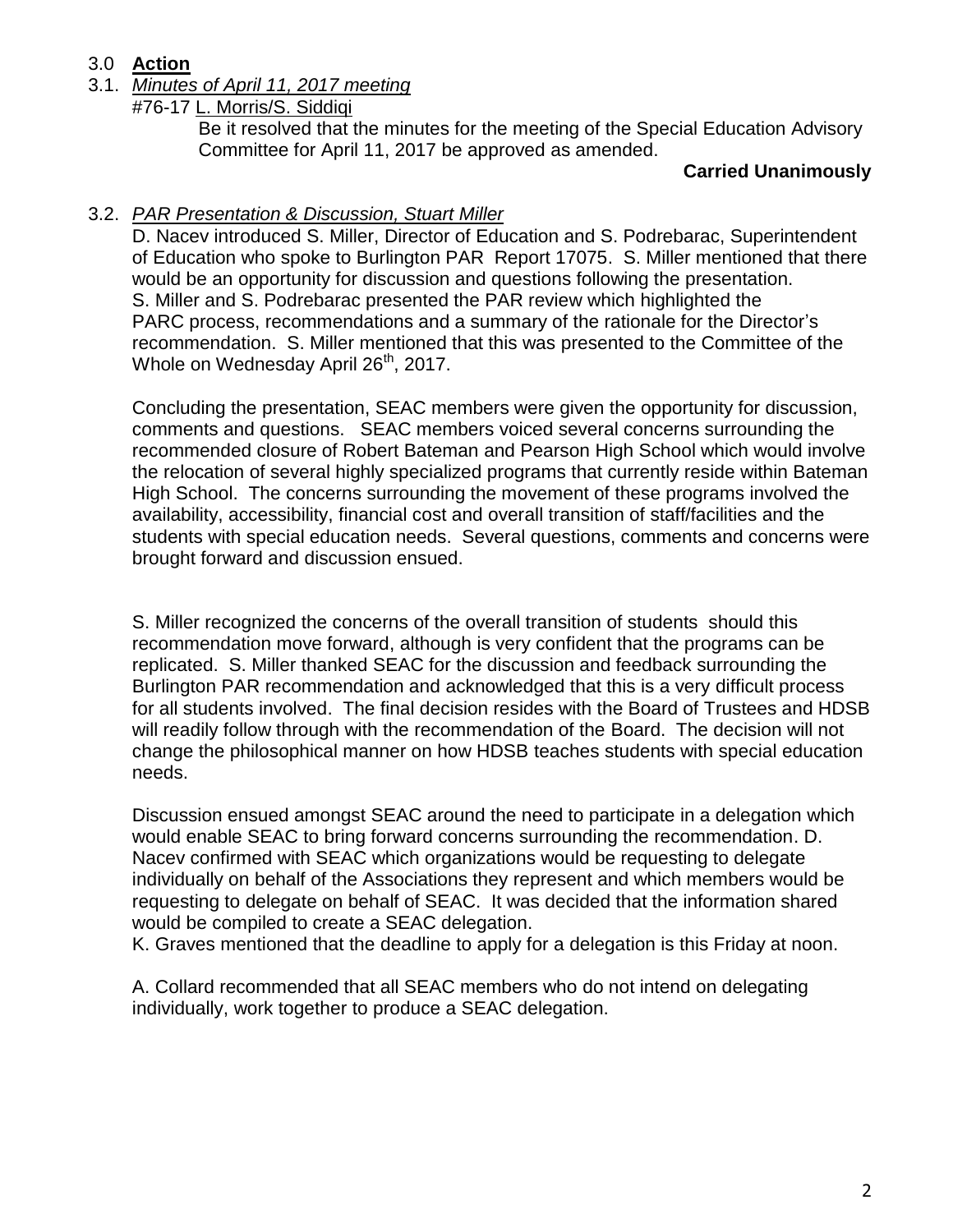## 3.0 **Action**

### 3.1. *Minutes of April 11, 2017 meeting*

#76-17 L. Morris/S. Siddiqi

Be it resolved that the minutes for the meeting of the Special Education Advisory Committee for April 11, 2017 be approved as amended.

**Carried Unanimously**

### 3.2. *PAR Presentation & Discussion, Stuart Miller*

D. Nacev introduced S. Miller, Director of Education and S. Podrebarac, Superintendent of Education who spoke to Burlington PAR Report 17075. S. Miller mentioned that there would be an opportunity for discussion and questions following the presentation. S. Miller and S. Podrebarac presented the PAR review which highlighted the PARC process, recommendations and a summary of the rationale for the Director's recommendation. S. Miller mentioned that this was presented to the Committee of the Whole on Wednesday April 26th, 2017.

Concluding the presentation, SEAC members were given the opportunity for discussion, comments and questions. SEAC members voiced several concerns surrounding the recommended closure of Robert Bateman and Pearson High School which would involve the relocation of several highly specialized programs that currently reside within Bateman High School. The concerns surrounding the movement of these programs involved the availability, accessibility, financial cost and overall transition of staff/facilities and the students with special education needs. Several questions, comments and concerns were brought forward and discussion ensued.

S. Miller recognized the concerns of the overall transition of students should this recommendation move forward, although is very confident that the programs can be replicated. S. Miller thanked SEAC for the discussion and feedback surrounding the Burlington PAR recommendation and acknowledged that this is a very difficult process for all students involved. The final decision resides with the Board of Trustees and HDSB will readily follow through with the recommendation of the Board. The decision will not change the philosophical manner on how HDSB teaches students with special education needs.

Discussion ensued amongst SEAC around the need to participate in a delegation which would enable SEAC to bring forward concerns surrounding the recommendation. D. Nacev confirmed with SEAC which organizations would be requesting to delegate individually on behalf of the Associations they represent and which members would be requesting to delegate on behalf of SEAC. It was decided that the information shared would be compiled to create a SEAC delegation.
K. Graves mentioned that the deadline to apply for a delegation is this Friday at noon.

A. Collard recommended that all SEAC members who do not intend on delegating individually, work together to produce a SEAC delegation.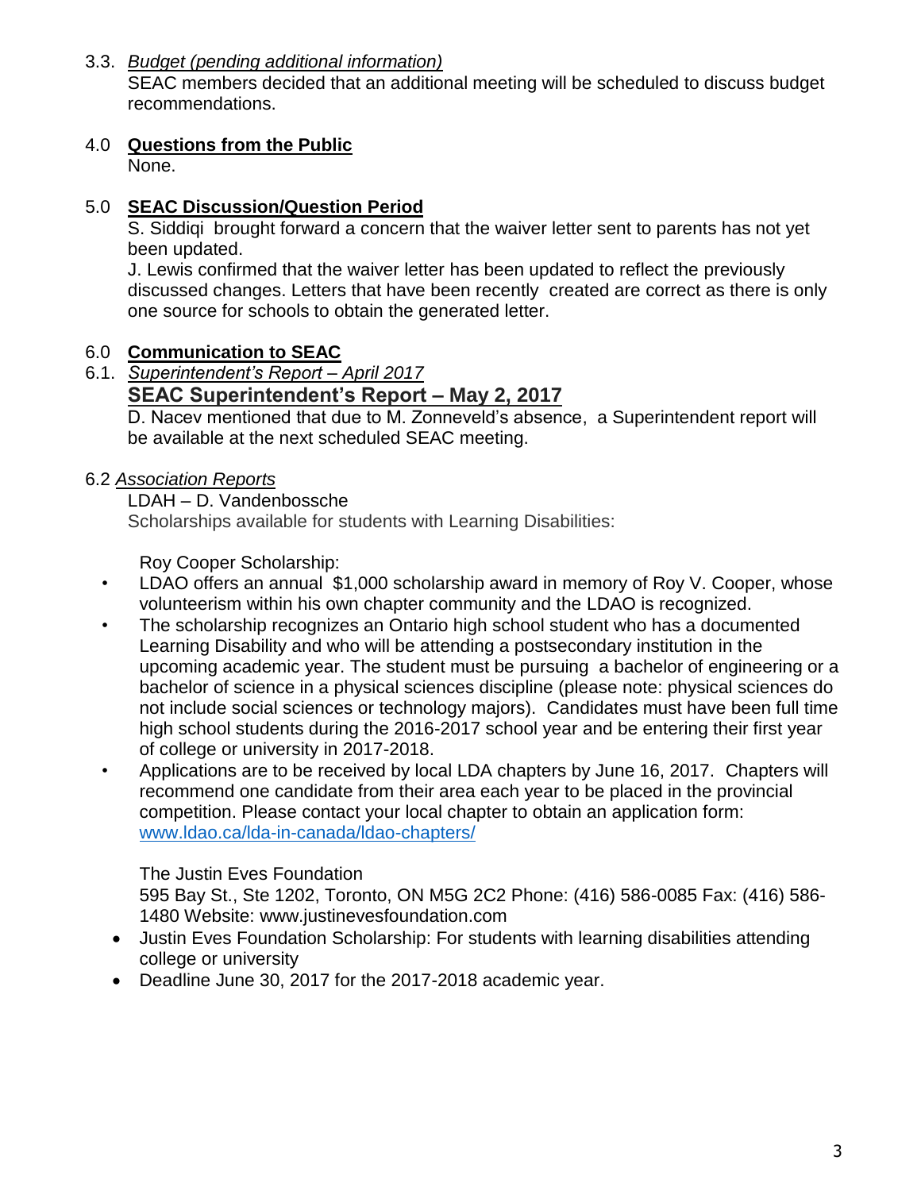3.3. *Budget (pending additional information)*

SEAC members decided that an additional meeting will be scheduled to discuss budget recommendations.

## 4.0 **Questions from the Public**

None.

## 5.0 **SEAC Discussion/Question Period**

S. Siddiqi brought forward a concern that the waiver letter sent to parents has not yet been updated.

J. Lewis confirmed that the waiver letter has been updated to reflect the previously discussed changes. Letters that have been recently created are correct as there is only one source for schools to obtain the generated letter.

## 6.0 **Communication to SEAC**

6.1. *Superintendent's Report – April 2017*

### SEAC Superintendent's Report – May 2, 2017

D. Nacev mentioned that due to M. Zonneveld's absence, a Superintendent report will be available at the next scheduled SEAC meeting.

6.2 *Association Reports*

LDAH – D. Vandenbossche

Scholarships available for students with Learning Disabilities:

Roy Cooper Scholarship:

- LDAO offers an annual $1,000 scholarship award in memory of Roy V. Cooper, whose volunteerism within his own chapter community and the LDAO is recognized.
- The scholarship recognizes an Ontario high school student who has a documented Learning Disability and who will be attending a postsecondary institution in the upcoming academic year. The student must be pursuing a bachelor of engineering or a bachelor of science in a physical sciences discipline (please note: physical sciences do not include social sciences or technology majors). Candidates must have been full time high school students during the 2016-2017 school year and be entering their first year of college or university in 2017-2018.
- Applications are to be received by local LDA chapters by June 16, 2017. Chapters will recommend one candidate from their area each year to be placed in the provincial competition. Please contact your local chapter to obtain an application form: www.ldao.ca/lda-in-canada/ldao-chapters/

The Justin Eves Foundation

595 Bay St., Ste 1202, Toronto, ON M5G 2C2 Phone: (416) 586-0085 Fax: (416) 586-1480 Website: www.justinevesfoundation.com

- Justin Eves Foundation Scholarship: For students with learning disabilities attending college or university
- Deadline June 30, 2017 for the 2017-2018 academic year.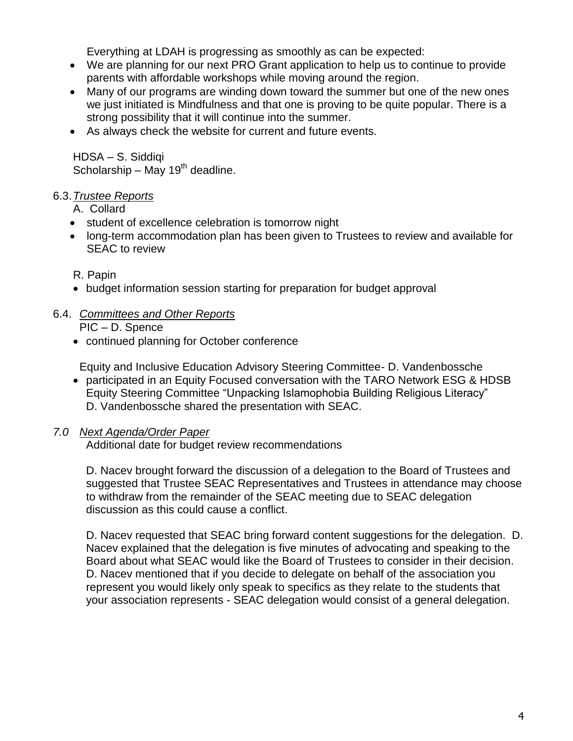Everything at LDAH is progressing as smoothly as can be expected:

- We are planning for our next PRO Grant application to help us to continue to provide parents with affordable workshops while moving around the region.
- Many of our programs are winding down toward the summer but one of the new ones we just initiated is Mindfulness and that one is proving to be quite popular. There is a strong possibility that it will continue into the summer.
- As always check the website for current and future events.

HDSA – S. Siddiqi
Scholarship – May 19th deadline.

6.3. *Trustee Reports*

A. Collard

- student of excellence celebration is tomorrow night
- long-term accommodation plan has been given to Trustees to review and available for SEAC to review

R. Papin

- budget information session starting for preparation for budget approval

6.4. *Committees and Other Reports*

PIC – D. Spence

- continued planning for October conference

Equity and Inclusive Education Advisory Steering Committee- D. Vandenbossche

- participated in an Equity Focused conversation with the TARO Network ESG & HDSB Equity Steering Committee "Unpacking Islamophobia Building Religious Literacy" D. Vandenbossche shared the presentation with SEAC.

*7.0 Next Agenda/Order Paper*

Additional date for budget review recommendations

D. Nacev brought forward the discussion of a delegation to the Board of Trustees and suggested that Trustee SEAC Representatives and Trustees in attendance may choose to withdraw from the remainder of the SEAC meeting due to SEAC delegation discussion as this could cause a conflict.

D. Nacev requested that SEAC bring forward content suggestions for the delegation. D. Nacev explained that the delegation is five minutes of advocating and speaking to the Board about what SEAC would like the Board of Trustees to consider in their decision. D. Nacev mentioned that if you decide to delegate on behalf of the association you represent you would likely only speak to specifics as they relate to the students that your association represents - SEAC delegation would consist of a general delegation.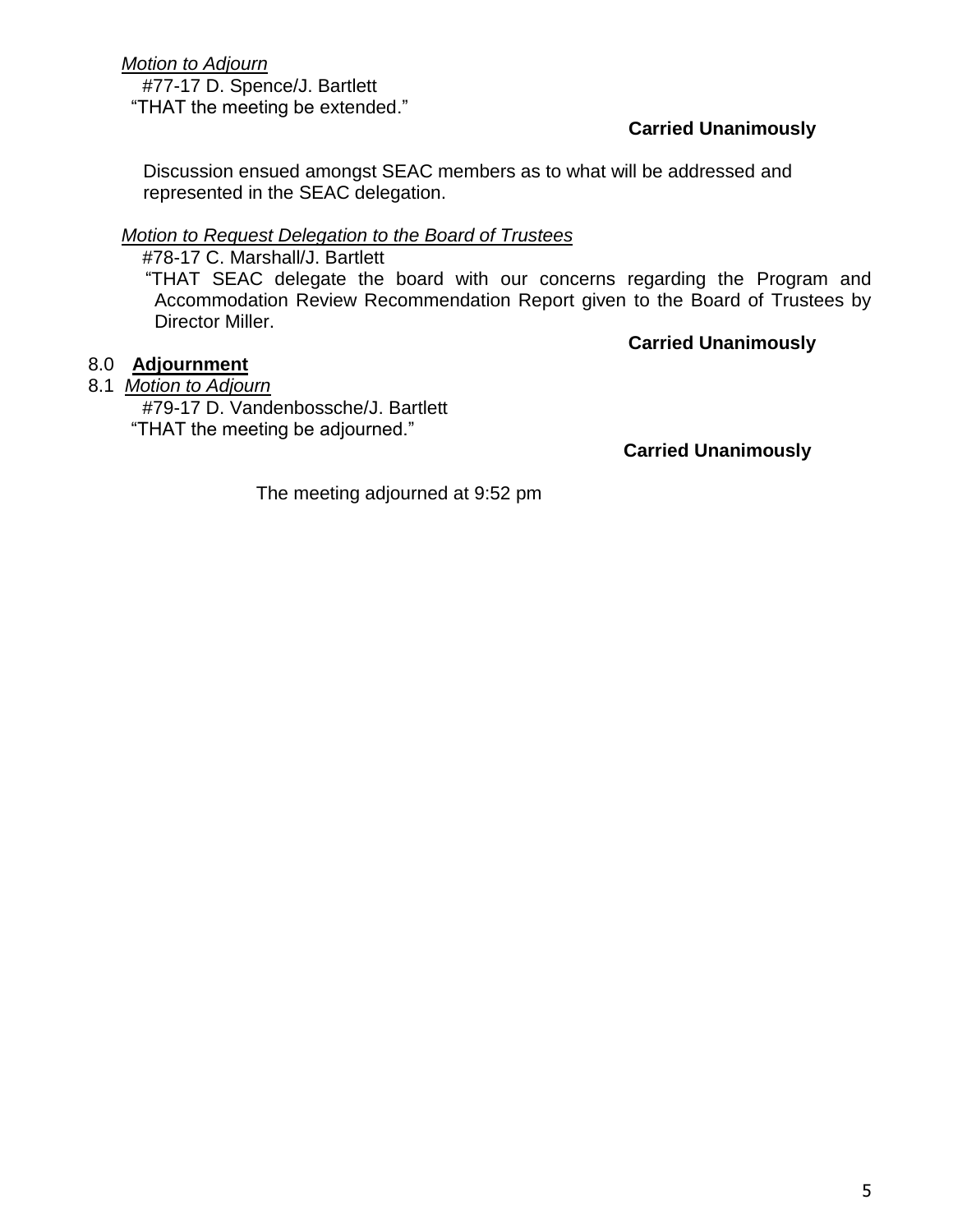*Motion to Adjourn*

#77-17 D. Spence/J. Bartlett

"THAT the meeting be extended."

**Carried Unanimously**

Discussion ensued amongst SEAC members as to what will be addressed and represented in the SEAC delegation.

*Motion to Request Delegation to the Board of Trustees*

#78-17 C. Marshall/J. Bartlett

"THAT SEAC delegate the board with our concerns regarding the Program and Accommodation Review Recommendation Report given to the Board of Trustees by Director Miller.

**Carried Unanimously**

## 8.0 Adjournment

8.1 *Motion to Adjourn*

#79-17 D. Vandenbossche/J. Bartlett

"THAT the meeting be adjourned."

**Carried Unanimously**

The meeting adjourned at 9:52 pm